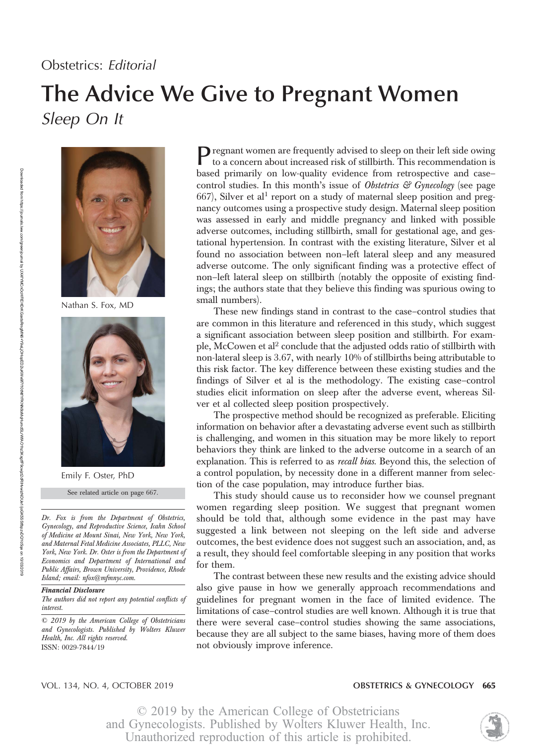Obstetrics: *Editorial*

# The Advice We Give to Pregnant Women

## *Sleep On It*

Nathan S. Fox, MD

Emily F. Oster, PhD

See related article on page 667.

*Dr. Fox is from the Department of Obstetrics, Gynecology, and Reproductive Science, Icahn School of Medicine at Mount Sinai, New York, New York, and Maternal Fetal Medicine Associates, PLLC, New York, New York. Dr. Oster is from the Department of Economics and Department of International and Public Affairs, Brown University, Providence, Rhode Island; email: nfox@mfmnyc.com.*

***Financial Disclosure***

*The authors did not report any potential conflicts of interest.*

*© 2019 by the American College of Obstetricians and Gynecologists. Published by Wolters Kluwer Health, Inc. All rights reserved.*

ISSN: 0029-7844/19

Pregnant women are frequently advised to sleep on their left side owing to a concern about increased risk of stillbirth. This recommendation is based primarily on low-quality evidence from retrospective and case–control studies. In this month's issue of *Obstetrics & Gynecology* (see page 667), Silver et al[1] report on a study of maternal sleep position and pregnancy outcomes using a prospective study design. Maternal sleep position was assessed in early and middle pregnancy and linked with possible adverse outcomes, including stillbirth, small for gestational age, and gestational hypertension. In contrast with the existing literature, Silver et al found no association between non–left lateral sleep and any measured adverse outcome. The only significant finding was a protective effect of non–left lateral sleep on stillbirth (notably the opposite of existing findings; the authors state that they believe this finding was spurious owing to small numbers).

These new findings stand in contrast to the case–control studies that are common in this literature and referenced in this study, which suggest a significant association between sleep position and stillbirth. For example, McCowen et al[2] conclude that the adjusted odds ratio of stillbirth with non-lateral sleep is 3.67, with nearly 10% of stillbirths being attributable to this risk factor. The key difference between these existing studies and the findings of Silver et al is the methodology. The existing case–control studies elicit information on sleep after the adverse event, whereas Silver et al collected sleep position prospectively.

The prospective method should be recognized as preferable. Eliciting information on behavior after a devastating adverse event such as stillbirth is challenging, and women in this situation may be more likely to report behaviors they think are linked to the adverse outcome in a search of an explanation. This is referred to as *recall bias*. Beyond this, the selection of a control population, by necessity done in a different manner from selection of the case population, may introduce further bias.

This study should cause us to reconsider how we counsel pregnant women regarding sleep position. We suggest that pregnant women should be told that, although some evidence in the past may have suggested a link between not sleeping on the left side and adverse outcomes, the best evidence does not suggest such an association, and, as a result, they should feel comfortable sleeping in any position that works for them.

The contrast between these new results and the existing advice should also give pause in how we generally approach recommendations and guidelines for pregnant women in the face of limited evidence. The limitations of case–control studies are well known. Although it is true that there were several case–control studies showing the same associations, because they are all subject to the same biases, having more of them does not obviously improve inference.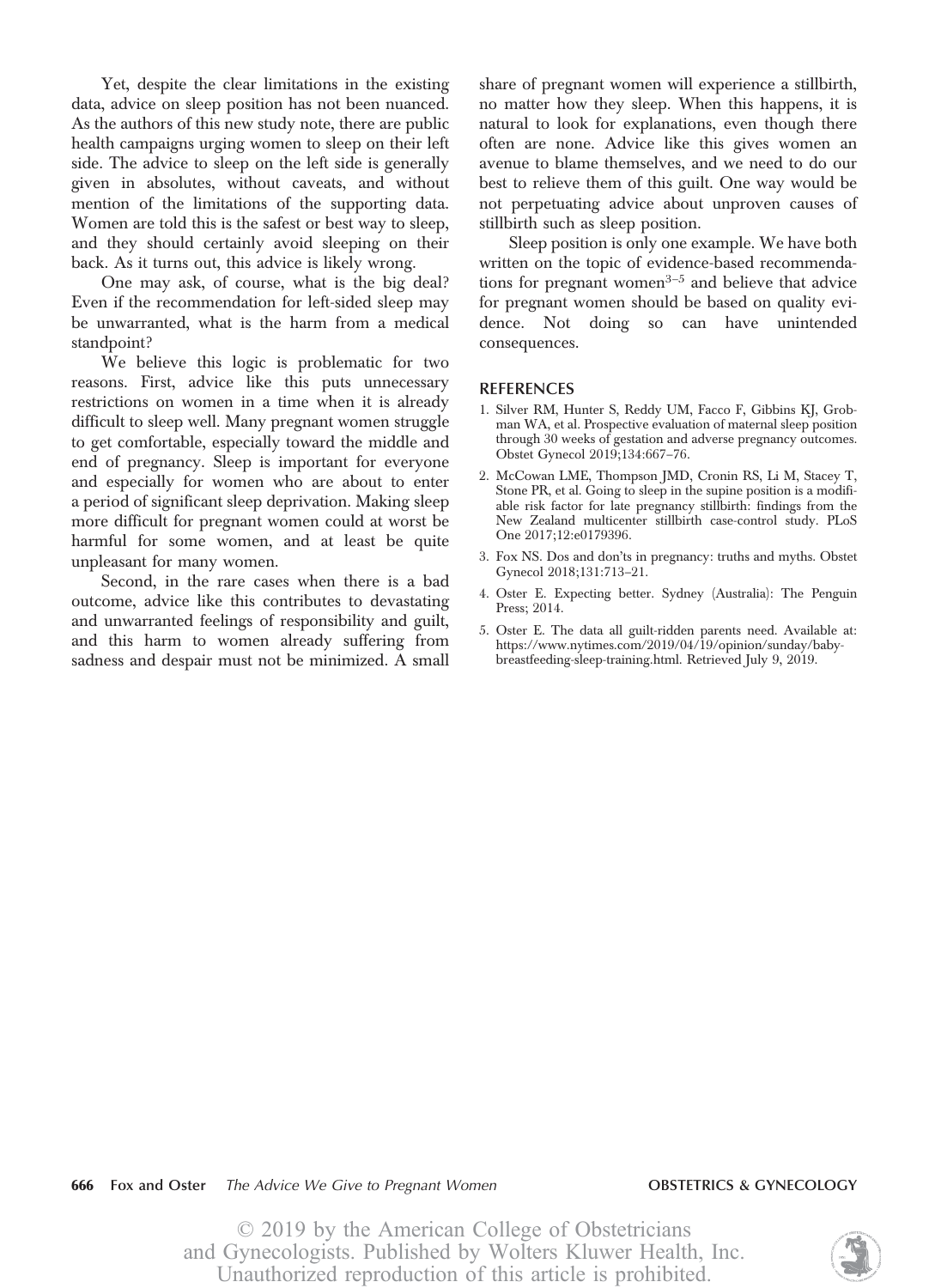Yet, despite the clear limitations in the existing data, advice on sleep position has not been nuanced. As the authors of this new study note, there are public health campaigns urging women to sleep on their left side. The advice to sleep on the left side is generally given in absolutes, without caveats, and without mention of the limitations of the supporting data. Women are told this is the safest or best way to sleep, and they should certainly avoid sleeping on their back. As it turns out, this advice is likely wrong.

One may ask, of course, what is the big deal? Even if the recommendation for left-sided sleep may be unwarranted, what is the harm from a medical standpoint?

We believe this logic is problematic for two reasons. First, advice like this puts unnecessary restrictions on women in a time when it is already difficult to sleep well. Many pregnant women struggle to get comfortable, especially toward the middle and end of pregnancy. Sleep is important for everyone and especially for women who are about to enter a period of significant sleep deprivation. Making sleep more difficult for pregnant women could at worst be harmful for some women, and at least be quite unpleasant for many women.

Second, in the rare cases when there is a bad outcome, advice like this contributes to devastating and unwarranted feelings of responsibility and guilt, and this harm to women already suffering from sadness and despair must not be minimized. A small share of pregnant women will experience a stillbirth, no matter how they sleep. When this happens, it is natural to look for explanations, even though there often are none. Advice like this gives women an avenue to blame themselves, and we need to do our best to relieve them of this guilt. One way would be not perpetuating advice about unproven causes of stillbirth such as sleep position.

Sleep position is only one example. We have both written on the topic of evidence-based recommendations for pregnant women[3–5] and believe that advice for pregnant women should be based on quality evidence. Not doing so can have unintended consequences.

## REFERENCES

1. Silver RM, Hunter S, Reddy UM, Facco F, Gibbins KJ, Grobman WA, et al. Prospective evaluation of maternal sleep position through 30 weeks of gestation and adverse pregnancy outcomes. Obstet Gynecol 2019;134:667–76.
2. McCowan LME, Thompson JMD, Cronin RS, Li M, Stacey T, Stone PR, et al. Going to sleep in the supine position is a modifiable risk factor for late pregnancy stillbirth: findings from the New Zealand multicenter stillbirth case-control study. PLoS One 2017;12:e0179396.
3. Fox NS. Dos and don'ts in pregnancy: truths and myths. Obstet Gynecol 2018;131:713–21.
4. Oster E. Expecting better. Sydney (Australia): The Penguin Press; 2014.
5. Oster E. The data all guilt-ridden parents need. Available at: https://www.nytimes.com/2019/04/19/opinion/sunday/baby-breastfeeding-sleep-training.html. Retrieved July 9, 2019.

© 2019 by the American College of Obstetricians and Gynecologists. Published by Wolters Kluwer Health, Inc. Unauthorized reproduction of this article is prohibited.